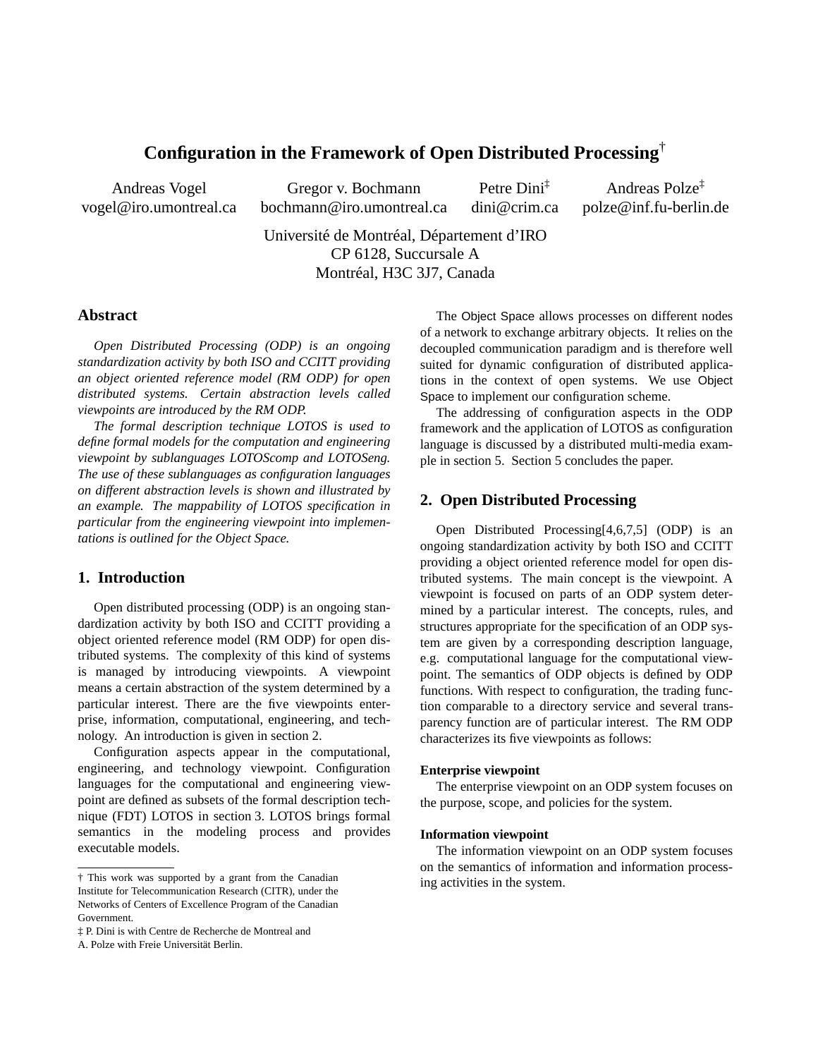# Configuration in the Framework of Open Distributed Processing†

Andreas Vogel  
vogel@iro.umontreal.ca

Gregor v. Bochmann  
bochmann@iro.umontreal.ca

Petre Dini‡  
dini@crim.ca

Andreas Polze‡  
polze@inf.fu-berlin.de

Université de Montréal, Département d'IRO  
CP 6128, Succursale A  
Montréal, H3C 3J7, Canada

## Abstract

*Open Distributed Processing (ODP) is an ongoing standardization activity by both ISO and CCITT providing an object oriented reference model (RM ODP) for open distributed systems. Certain abstraction levels called viewpoints are introduced by the RM ODP.*

*The formal description technique LOTOS is used to define formal models for the computation and engineering viewpoint by sublanguages LOTOScomp and LOTOSeng. The use of these sublanguages as configuration languages on different abstraction levels is shown and illustrated by an example. The mappability of LOTOS specification in particular from the engineering viewpoint into implementations is outlined for the Object Space.*

## 1. Introduction

Open distributed processing (ODP) is an ongoing standardization activity by both ISO and CCITT providing a object oriented reference model (RM ODP) for open distributed systems. The complexity of this kind of systems is managed by introducing viewpoints. A viewpoint means a certain abstraction of the system determined by a particular interest. There are the five viewpoints enterprise, information, computational, engineering, and technology. An introduction is given in section 2.

Configuration aspects appear in the computational, engineering, and technology viewpoint. Configuration languages for the computational and engineering viewpoint are defined as subsets of the formal description technique (FDT) LOTOS in section 3. LOTOS brings formal semantics in the modeling process and provides executable models.

The Object Space allows processes on different nodes of a network to exchange arbitrary objects. It relies on the decoupled communication paradigm and is therefore well suited for dynamic configuration of distributed applications in the context of open systems. We use Object Space to implement our configuration scheme.

The addressing of configuration aspects in the ODP framework and the application of LOTOS as configuration language is discussed by a distributed multi-media example in section 5. Section 5 concludes the paper.

## 2. Open Distributed Processing

Open Distributed Processing[4,6,7,5] (ODP) is an ongoing standardization activity by both ISO and CCITT providing a object oriented reference model for open distributed systems. The main concept is the viewpoint. A viewpoint is focused on parts of an ODP system determined by a particular interest. The concepts, rules, and structures appropriate for the specification of an ODP system are given by a corresponding description language, e.g. computational language for the computational viewpoint. The semantics of ODP objects is defined by ODP functions. With respect to configuration, the trading function comparable to a directory service and several transparency function are of particular interest. The RM ODP characterizes its five viewpoints as follows:

**Enterprise viewpoint**

The enterprise viewpoint on an ODP system focuses on the purpose, scope, and policies for the system.

**Information viewpoint**

The information viewpoint on an ODP system focuses on the semantics of information and information processing activities in the system.

† This work was supported by a grant from the Canadian Institute for Telecommunication Research (CITR), under the Networks of Centers of Excellence Program of the Canadian Government.

‡ P. Dini is with Centre de Recherche de Montreal and A. Polze with Freie Universität Berlin.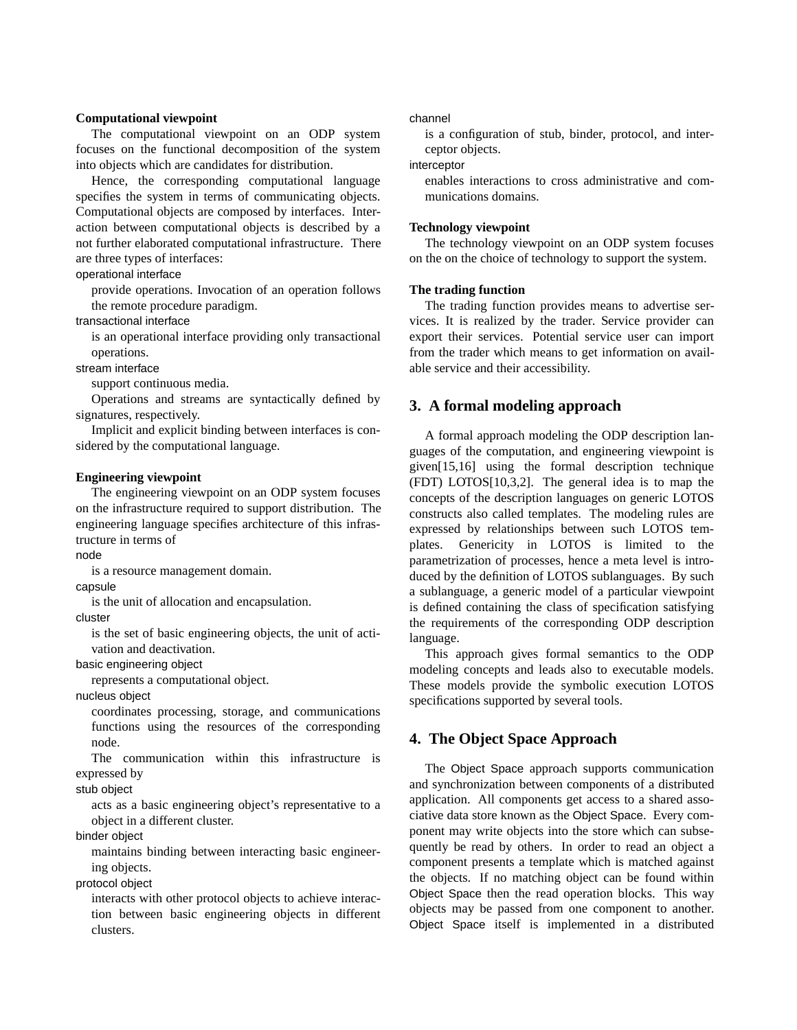**Computational viewpoint**

The computational viewpoint on an ODP system focuses on the functional decomposition of the system into objects which are candidates for distribution.

Hence, the corresponding computational language specifies the system in terms of communicating objects. Computational objects are composed by interfaces. Interaction between computational objects is described by a not further elaborated computational infrastructure. There are three types of interfaces:

operational interface
: provide operations. Invocation of an operation follows the remote procedure paradigm.

transactional interface
: is an operational interface providing only transactional operations.

stream interface
: support continuous media.

Operations and streams are syntactically defined by signatures, respectively.

Implicit and explicit binding between interfaces is considered by the computational language.

**Engineering viewpoint**

The engineering viewpoint on an ODP system focuses on the infrastructure required to support distribution. The engineering language specifies architecture of this infrastructure in terms of

node
: is a resource management domain.

capsule
: is the unit of allocation and encapsulation.

cluster
: is the set of basic engineering objects, the unit of activation and deactivation.

basic engineering object
: represents a computational object.

nucleus object
: coordinates processing, storage, and communications functions using the resources of the corresponding node.

The communication within this infrastructure is expressed by

stub object
: acts as a basic engineering object's representative to a object in a different cluster.

binder object
: maintains binding between interacting basic engineering objects.

protocol object
: interacts with other protocol objects to achieve interaction between basic engineering objects in different clusters.

channel
: is a configuration of stub, binder, protocol, and interceptor objects.

interceptor
: enables interactions to cross administrative and communications domains.

**Technology viewpoint**

The technology viewpoint on an ODP system focuses on the on the choice of technology to support the system.

**The trading function**

The trading function provides means to advertise services. It is realized by the trader. Service provider can export their services. Potential service user can import from the trader which means to get information on available service and their accessibility.

## 3. A formal modeling approach

A formal approach modeling the ODP description languages of the computation, and engineering viewpoint is given[15,16] using the formal description technique (FDT) LOTOS[10,3,2]. The general idea is to map the concepts of the description languages on generic LOTOS constructs also called templates. The modeling rules are expressed by relationships between such LOTOS templates. Genericity in LOTOS is limited to the parametrization of processes, hence a meta level is introduced by the definition of LOTOS sublanguages. By such a sublanguage, a generic model of a particular viewpoint is defined containing the class of specification satisfying the requirements of the corresponding ODP description language.

This approach gives formal semantics to the ODP modeling concepts and leads also to executable models. These models provide the symbolic execution LOTOS specifications supported by several tools.

## 4. The Object Space Approach

The Object Space approach supports communication and synchronization between components of a distributed application. All components get access to a shared associative data store known as the Object Space. Every component may write objects into the store which can subsequently be read by others. In order to read an object a component presents a template which is matched against the objects. If no matching object can be found within Object Space then the read operation blocks. This way objects may be passed from one component to another. Object Space itself is implemented in a distributed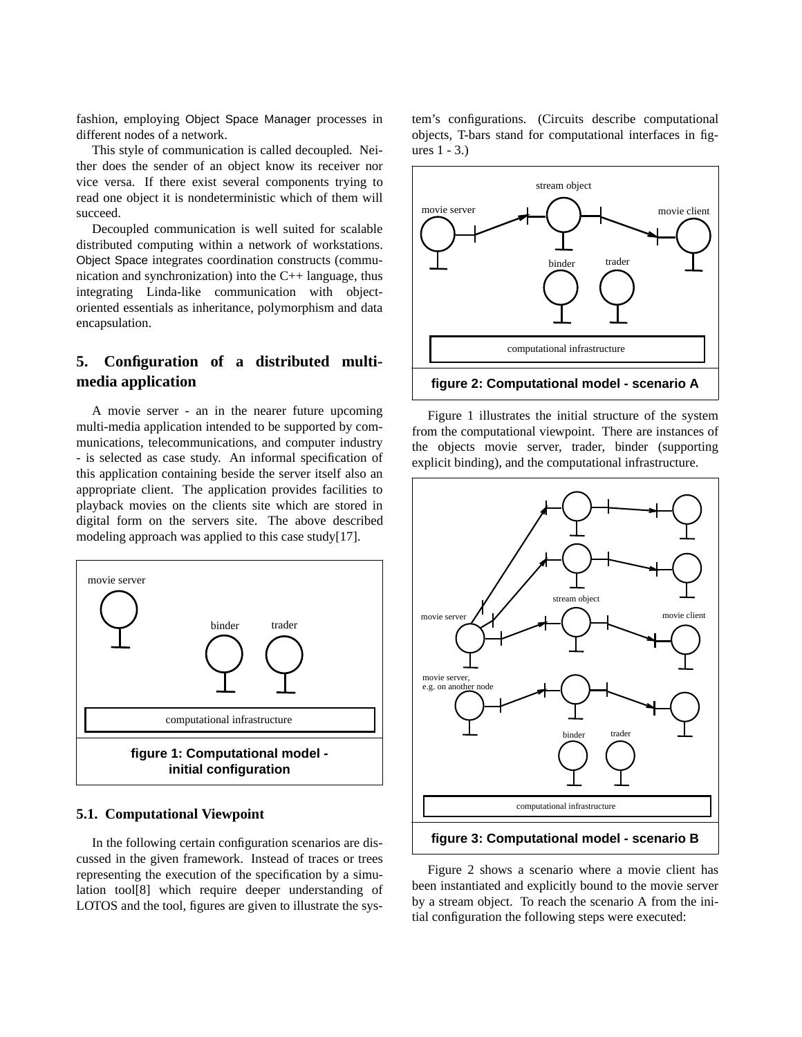fashion, employing Object Space Manager processes in different nodes of a network.

This style of communication is called decoupled. Neither does the sender of an object know its receiver nor vice versa. If there exist several components trying to read one object it is nondeterministic which of them will succeed.

Decoupled communication is well suited for scalable distributed computing within a network of workstations. Object Space integrates coordination constructs (communication and synchronization) into the C++ language, thus integrating Linda-like communication with object-oriented essentials as inheritance, polymorphism and data encapsulation.

## 5. Configuration of a distributed multi-media application

A movie server - an in the nearer future upcoming multi-media application intended to be supported by communications, telecommunications, and computer industry - is selected as case study. An informal specification of this application containing beside the server itself also an appropriate client. The application provides facilities to playback movies on the clients site which are stored in digital form on the servers site. The above described modeling approach was applied to this case study[17].

**figure 1: Computational model - initial configuration**

### 5.1. Computational Viewpoint

In the following certain configuration scenarios are discussed in the given framework. Instead of traces or trees representing the execution of the specification by a simulation tool[8] which require deeper understanding of LOTOS and the tool, figures are given to illustrate the system's configurations. (Circuits describe computational objects, T-bars stand for computational interfaces in figures 1 - 3.)

**figure 2: Computational model - scenario A**

Figure 1 illustrates the initial structure of the system from the computational viewpoint. There are instances of the objects movie server, trader, binder (supporting explicit binding), and the computational infrastructure.

**figure 3: Computational model - scenario B**

Figure 2 shows a scenario where a movie client has been instantiated and explicitly bound to the movie server by a stream object. To reach the scenario A from the initial configuration the following steps were executed: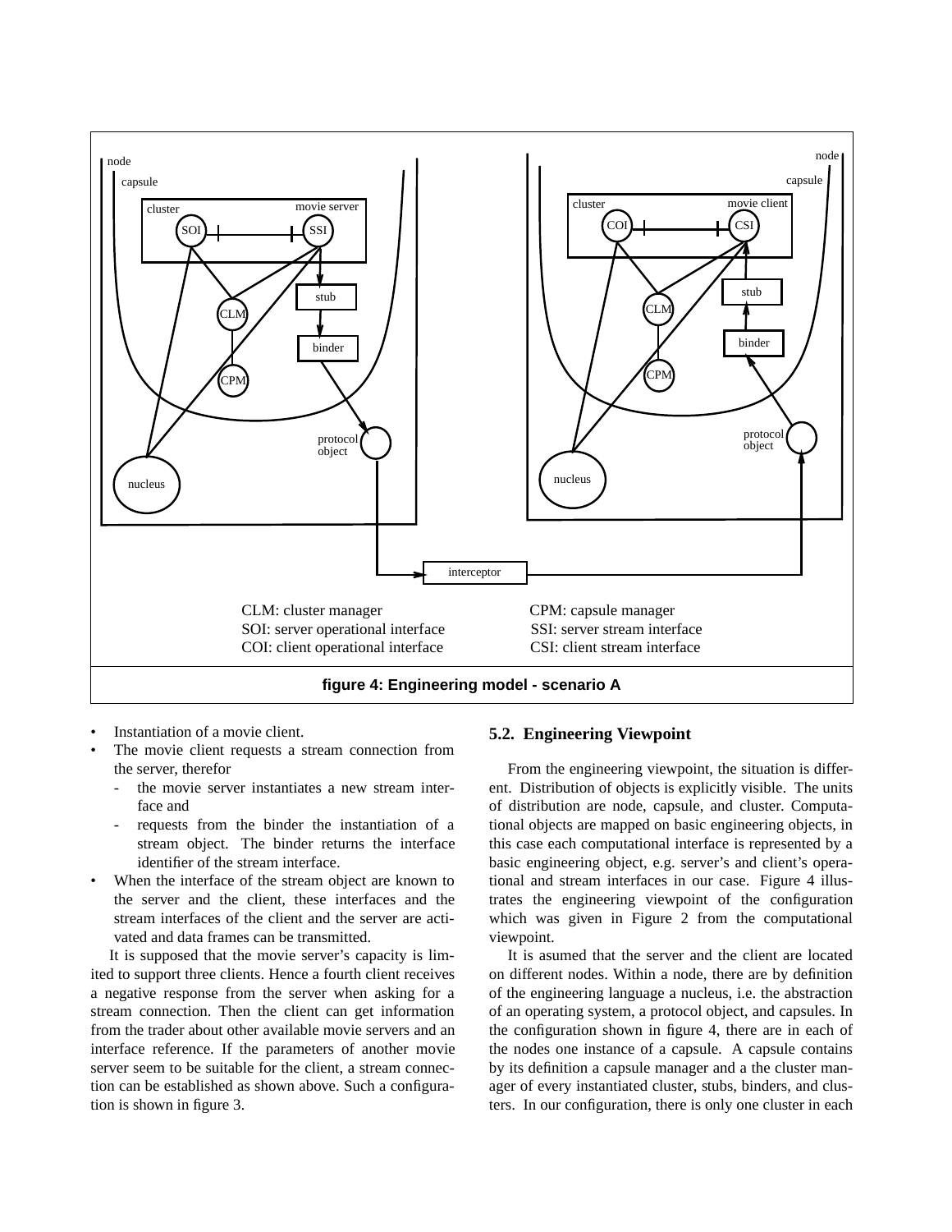CLM: cluster manager
SOI: server operational interface
COI: client operational interface
CPM: capsule manager
SSI: server stream interface
CSI: client stream interface

**figure 4: Engineering model - scenario A**

- Instantiation of a movie client.
- The movie client requests a stream connection from the server, therefor
  - the movie server instantiates a new stream interface and
  - requests from the binder the instantiation of a stream object. The binder returns the interface identifier of the stream interface.
- When the interface of the stream object are known to the server and the client, these interfaces and the stream interfaces of the client and the server are activated and data frames can be transmitted.

It is supposed that the movie server's capacity is limited to support three clients. Hence a fourth client receives a negative response from the server when asking for a stream connection. Then the client can get information from the trader about other available movie servers and an interface reference. If the parameters of another movie server seem to be suitable for the client, a stream connection can be established as shown above. Such a configuration is shown in figure 3.

## 5.2. Engineering Viewpoint

From the engineering viewpoint, the situation is different. Distribution of objects is explicitly visible. The units of distribution are node, capsule, and cluster. Computational objects are mapped on basic engineering objects, in this case each computational interface is represented by a basic engineering object, e.g. server's and client's operational and stream interfaces in our case. Figure 4 illustrates the engineering viewpoint of the configuration which was given in Figure 2 from the computational viewpoint.

It is asumed that the server and the client are located on different nodes. Within a node, there are by definition of the engineering language a nucleus, i.e. the abstraction of an operating system, a protocol object, and capsules. In the configuration shown in figure 4, there are in each of the nodes one instance of a capsule. A capsule contains by its definition a capsule manager and a the cluster manager of every instantiated cluster, stubs, binders, and clusters. In our configuration, there is only one cluster in each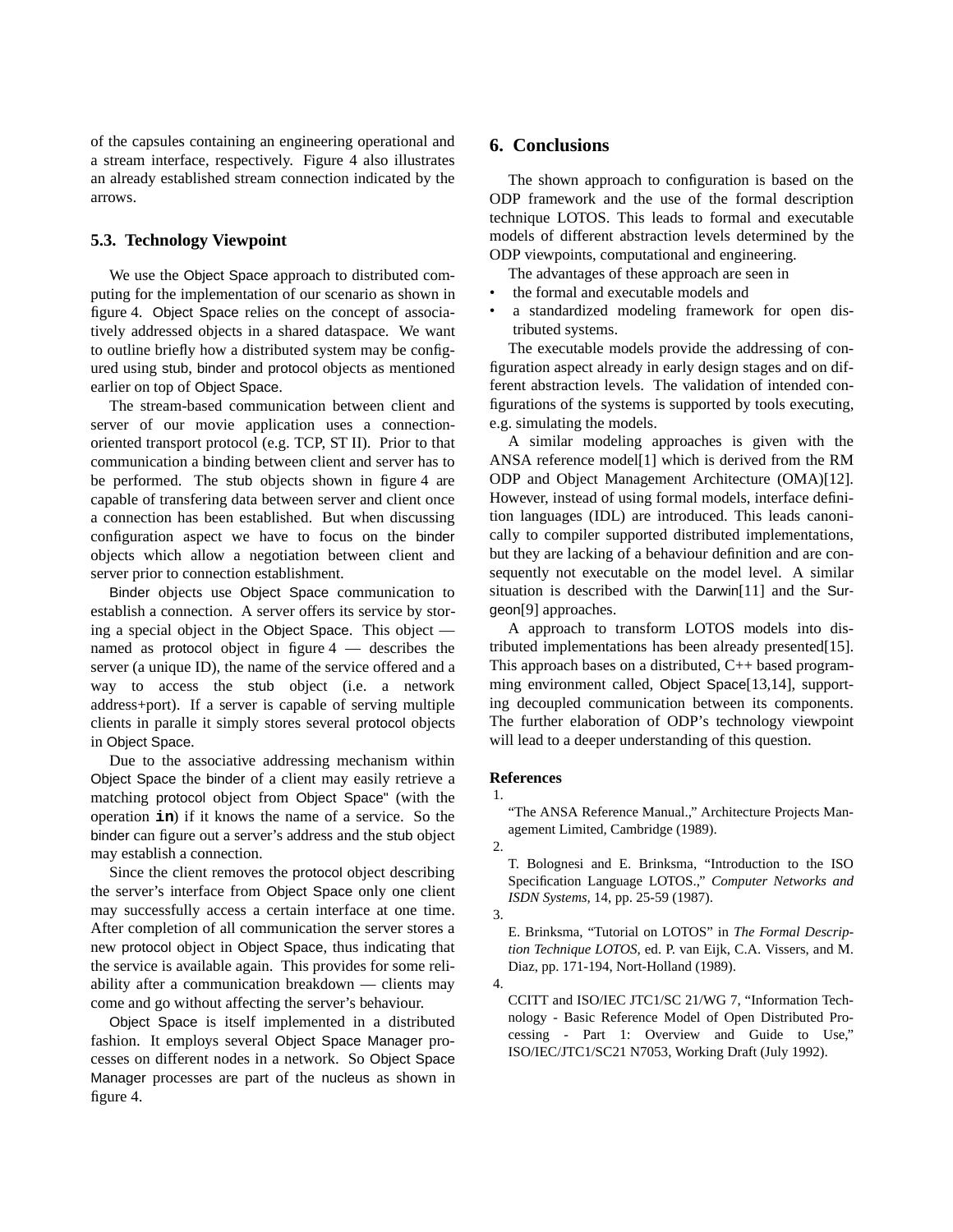of the capsules containing an engineering operational and a stream interface, respectively. Figure 4 also illustrates an already established stream connection indicated by the arrows.

### 5.3. Technology Viewpoint

We use the Object Space approach to distributed computing for the implementation of our scenario as shown in figure 4. Object Space relies on the concept of associatively addressed objects in a shared dataspace. We want to outline briefly how a distributed system may be configured using stub, binder and protocol objects as mentioned earlier on top of Object Space.

The stream-based communication between client and server of our movie application uses a connection-oriented transport protocol (e.g. TCP, ST II). Prior to that communication a binding between client and server has to be performed. The stub objects shown in figure 4 are capable of transfering data between server and client once a connection has been established. But when discussing configuration aspect we have to focus on the binder objects which allow a negotiation between client and server prior to connection establishment.

Binder objects use Object Space communication to establish a connection. A server offers its service by storing a special object in the Object Space. This object — named as protocol object in figure 4 — describes the server (a unique ID), the name of the service offered and a way to access the stub object (i.e. a network address+port). If a server is capable of serving multiple clients in paralle it simply stores several protocol objects in Object Space.

Due to the associative addressing mechanism within Object Space the binder of a client may easily retrieve a matching protocol object from Object Space" (with the operation **in**) if it knows the name of a service. So the binder can figure out a server's address and the stub object may establish a connection.

Since the client removes the protocol object describing the server's interface from Object Space only one client may successfully access a certain interface at one time. After completion of all communication the server stores a new protocol object in Object Space, thus indicating that the service is available again. This provides for some reliability after a communication breakdown — clients may come and go without affecting the server's behaviour.

Object Space is itself implemented in a distributed fashion. It employs several Object Space Manager processes on different nodes in a network. So Object Space Manager processes are part of the nucleus as shown in figure 4.

## 6. Conclusions

The shown approach to configuration is based on the ODP framework and the use of the formal description technique LOTOS. This leads to formal and executable models of different abstraction levels determined by the ODP viewpoints, computational and engineering.

The advantages of these approach are seen in

- the formal and executable models and
- a standardized modeling framework for open distributed systems.

The executable models provide the addressing of configuration aspect already in early design stages and on different abstraction levels. The validation of intended configurations of the systems is supported by tools executing, e.g. simulating the models.

A similar modeling approaches is given with the ANSA reference model[1] which is derived from the RM ODP and Object Management Architecture (OMA)[12]. However, instead of using formal models, interface definition languages (IDL) are introduced. This leads canonically to compiler supported distributed implementations, but they are lacking of a behaviour definition and are consequently not executable on the model level. A similar situation is described with the Darwin[11] and the Surgeon[9] approaches.

A approach to transform LOTOS models into distributed implementations has been already presented[15]. This approach bases on a distributed, C++ based programming environment called, Object Space[13,14], supporting decoupled communication between its components. The further elaboration of ODP's technology viewpoint will lead to a deeper understanding of this question.

**References**

1. "The ANSA Reference Manual.," Architecture Projects Management Limited, Cambridge (1989).
2. T. Bolognesi and E. Brinksma, "Introduction to the ISO Specification Language LOTOS.," *Computer Networks and ISDN Systems,* 14, pp. 25-59 (1987).
3. E. Brinksma, "Tutorial on LOTOS" in *The Formal Description Technique LOTOS,* ed. P. van Eijk, C.A. Vissers, and M. Diaz, pp. 171-194, Nort-Holland (1989).
4. CCITT and ISO/IEC JTC1/SC 21/WG 7, "Information Technology - Basic Reference Model of Open Distributed Processing - Part 1: Overview and Guide to Use," ISO/IEC/JTC1/SC21 N7053, Working Draft (July 1992).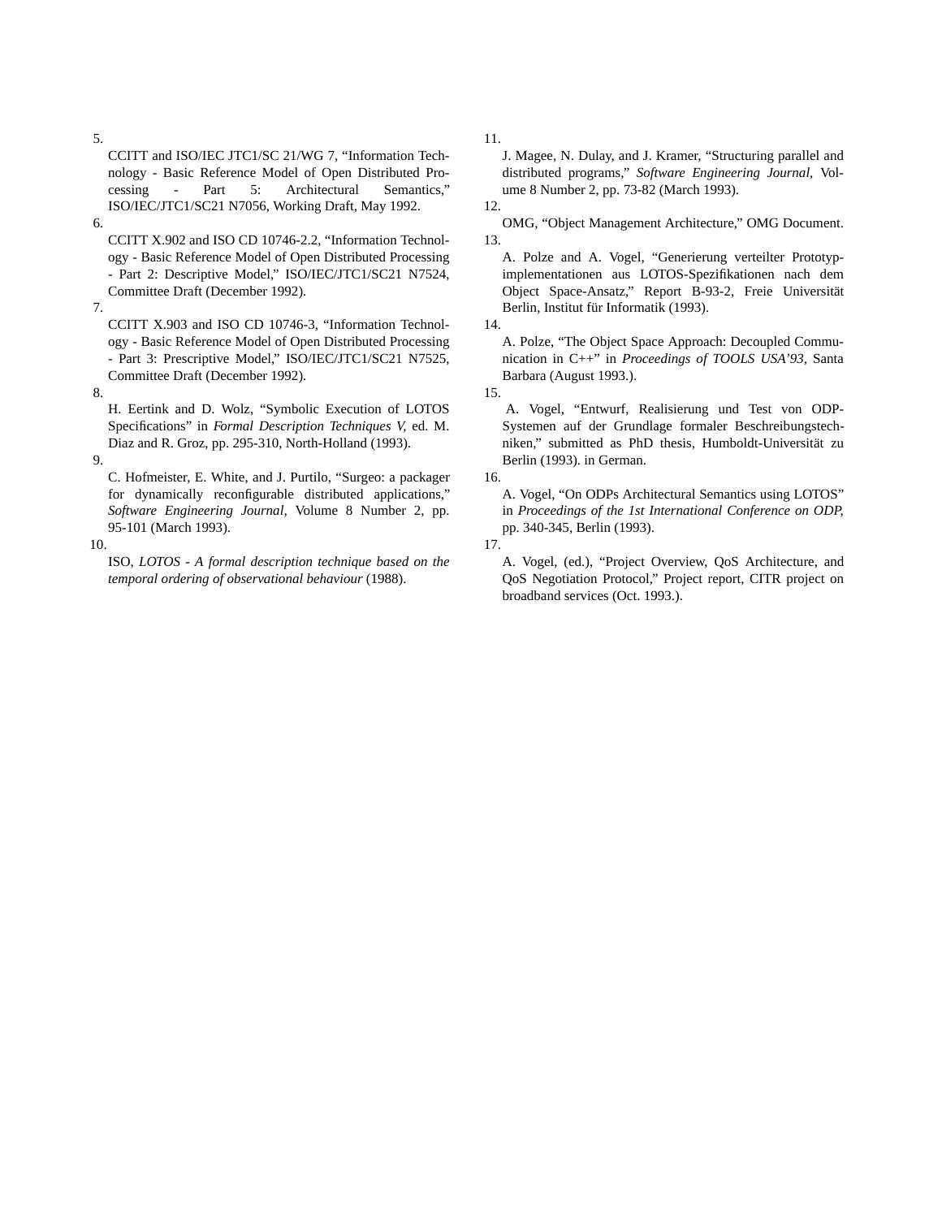5. CCITT and ISO/IEC JTC1/SC 21/WG 7, “Information Technology - Basic Reference Model of Open Distributed Processing - Part 5: Architectural Semantics,” ISO/IEC/JTC1/SC21 N7056, Working Draft, May 1992.

6. CCITT X.902 and ISO CD 10746-2.2, “Information Technology - Basic Reference Model of Open Distributed Processing - Part 2: Descriptive Model,” ISO/IEC/JTC1/SC21 N7524, Committee Draft (December 1992).

7. CCITT X.903 and ISO CD 10746-3, “Information Technology - Basic Reference Model of Open Distributed Processing - Part 3: Prescriptive Model,” ISO/IEC/JTC1/SC21 N7525, Committee Draft (December 1992).

8. H. Eertink and D. Wolz, “Symbolic Execution of LOTOS Specifications” in *Formal Description Techniques V*, ed. M. Diaz and R. Groz, pp. 295-310, North-Holland (1993).

9. C. Hofmeister, E. White, and J. Purtilo, “Surgeo: a packager for dynamically reconfigurable distributed applications,” *Software Engineering Journal*, Volume 8 Number 2, pp. 95-101 (March 1993).

10. ISO, *LOTOS - A formal description technique based on the temporal ordering of observational behaviour* (1988).

11. J. Magee, N. Dulay, and J. Kramer, “Structuring parallel and distributed programs,” *Software Engineering Journal*, Volume 8 Number 2, pp. 73-82 (March 1993).

12. OMG, “Object Management Architecture,” OMG Document.

13. A. Polze and A. Vogel, “Generierung verteilter Prototypimplementationen aus LOTOS-Spezifikationen nach dem Object Space-Ansatz,” Report B-93-2, Freie Universität Berlin, Institut für Informatik (1993).

14. A. Polze, “The Object Space Approach: Decoupled Communication in C++” in *Proceedings of TOOLS USA’93*, Santa Barbara (August 1993.).

15. A. Vogel, “Entwurf, Realisierung und Test von ODP-Systemen auf der Grundlage formaler Beschreibungstechniken,” submitted as PhD thesis, Humboldt-Universität zu Berlin (1993). in German.

16. A. Vogel, “On ODPs Architectural Semantics using LOTOS” in *Proceedings of the 1st International Conference on ODP*, pp. 340-345, Berlin (1993).

17. A. Vogel, (ed.), “Project Overview, QoS Architecture, and QoS Negotiation Protocol,” Project report, CITR project on broadband services (Oct. 1993.).